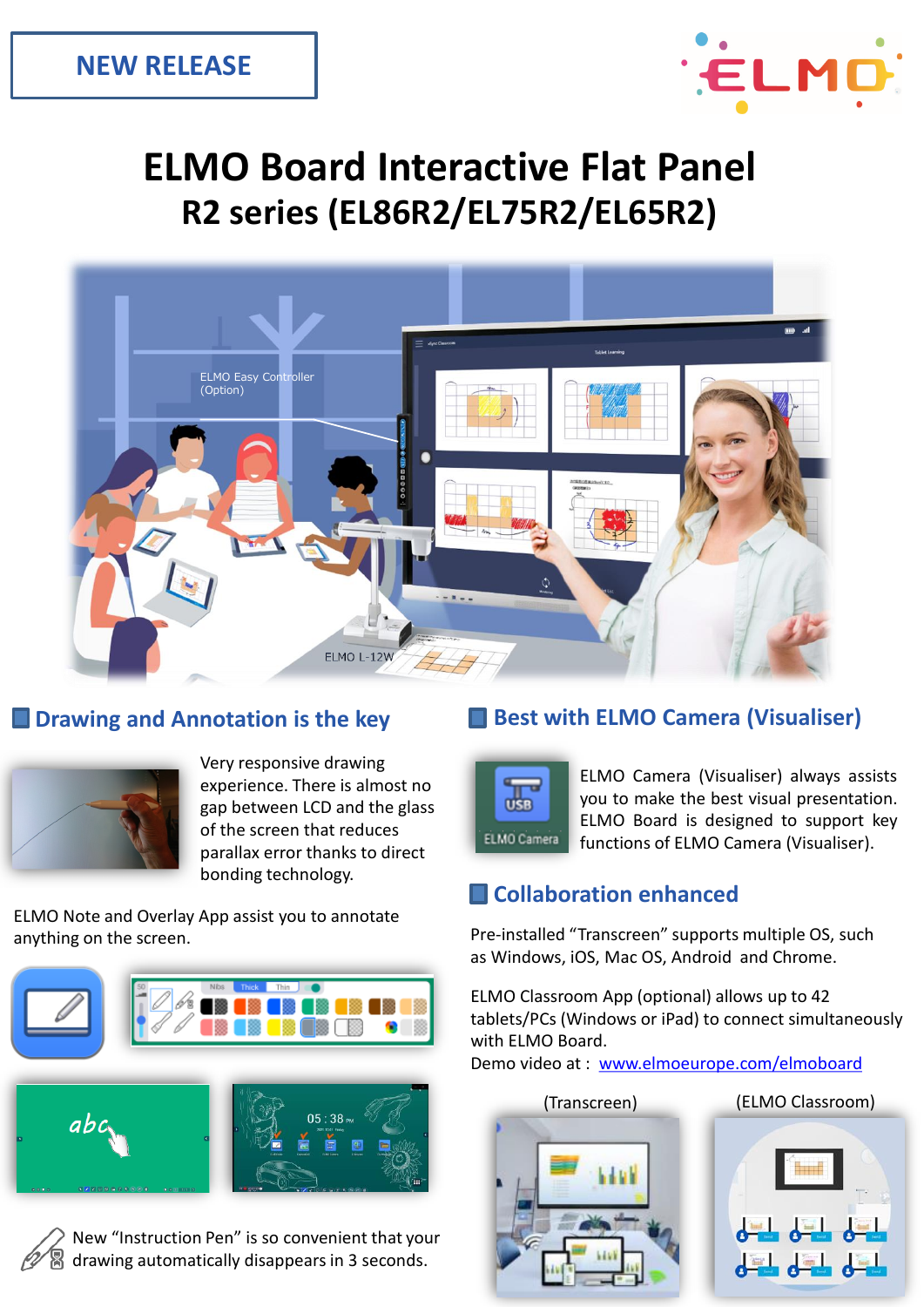NEW RELEASE

# ELMO Board Interactive Flat Panel
## R2 series (EL86R2/EL75R2/EL65R2)

ELMO Easy Controller (Option)

ELMO L-12W

### Drawing and Annotation is the key

Very responsive drawing experience. There is almost no gap between LCD and the glass of the screen that reduces parallax error thanks to direct bonding technology.

ELMO Note and Overlay App assist you to annotate anything on the screen.

New "Instruction Pen" is so convenient that your drawing automatically disappears in 3 seconds.

### Best with ELMO Camera (Visualiser)

ELMO Camera (Visualiser) always assists you to make the best visual presentation. ELMO Board is designed to support key functions of ELMO Camera (Visualiser).

### Collaboration enhanced

Pre-installed "Transcreen" supports multiple OS, such as Windows, iOS, Mac OS, Android and Chrome.

ELMO Classroom App (optional) allows up to 42 tablets/PCs (Windows or iPad) to connect simultaneously with ELMO Board.
Demo video at : [www.elmoeurope.com/elmoboard](http://www.elmoeurope.com/elmoboard)

(Transcreen)

(ELMO Classroom)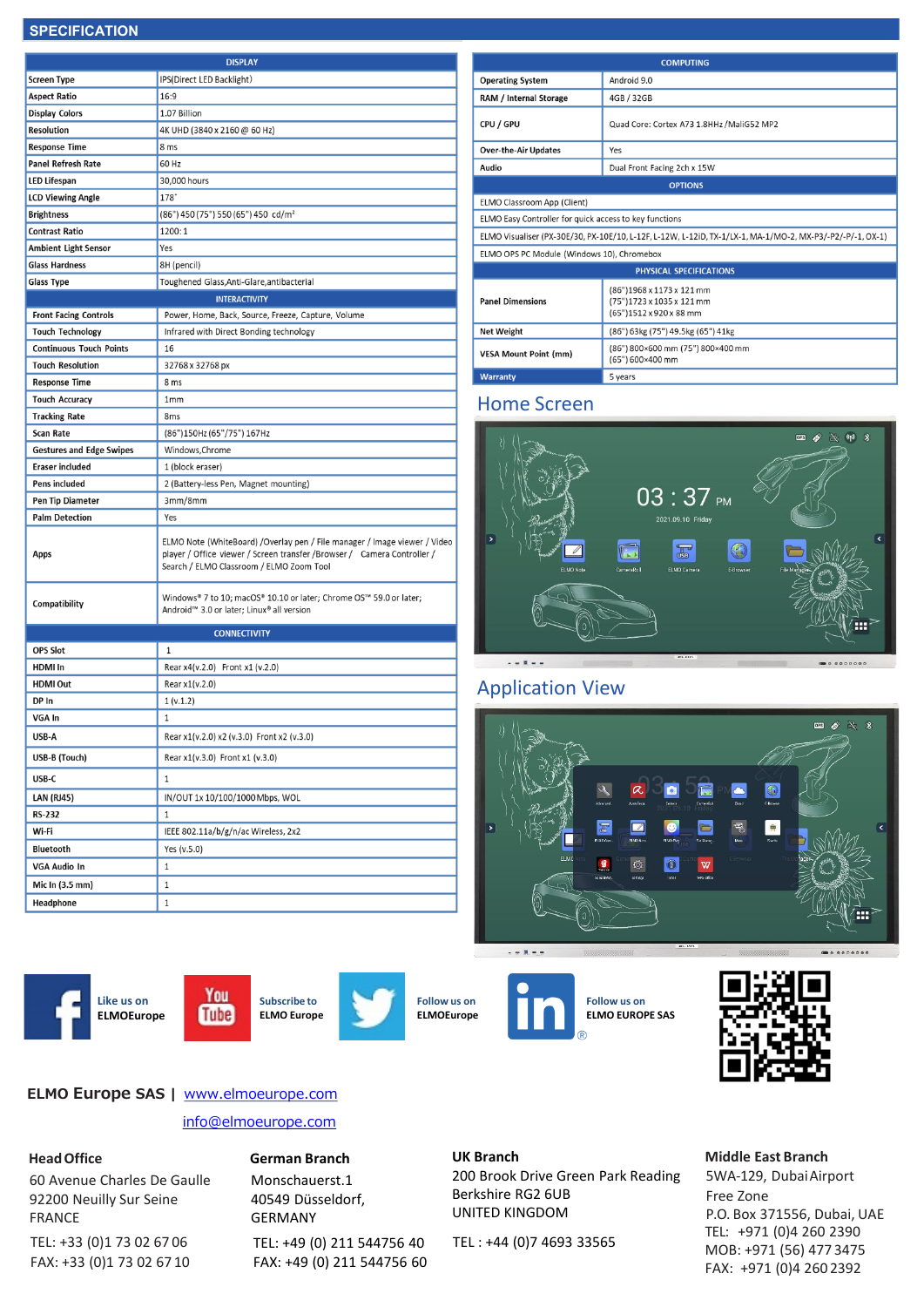## SPECIFICATION

| DISPLAY | |
|---|---|
| Screen Type | IPS(Direct LED Backlight) |
| Aspect Ratio | 16:9 |
| Display Colors | 1.07 Billion |
| Resolution | 4K UHD (3840 x 2160 @ 60 Hz) |
| Response Time | 8 ms |
| Panel Refresh Rate | 60 Hz |
| LED Lifespan | 30,000 hours |
| LCD Viewing Angle | 178˚ |
| Brightness | (86") 450 (75") 550 (65") 450 cd/m² |
| Contrast Ratio | 1200: 1 |
| Ambient Light Sensor | Yes |
| Glass Hardness | 8H (pencil) |
| Glass Type | Toughened Glass,Anti-Glare,antibacterial |
| **INTERACTIVITY** | |
| Front Facing Controls | Power, Home, Back, Source, Freeze, Capture, Volume |
| Touch Technology | Infrared with Direct Bonding technology |
| Continuous Touch Points | 16 |
| Touch Resolution | 32768 x 32768 px |
| Response Time | 8 ms |
| Touch Accuracy | 1mm |
| Tracking Rate | 8ms |
| Scan Rate | (86")150Hz (65"/75") 167Hz |
| Gestures and Edge Swipes | Windows,Chrome |
| Eraser included | 1 (block eraser) |
| Pens included | 2 (Battery-less Pen, Magnet mounting) |
| Pen Tip Diameter | 3mm/8mm |
| Palm Detection | Yes |
| Apps | ELMO Note (WhiteBoard) /Overlay pen / File manager / Image viewer / Video player / Office viewer / Screen transfer /Browser / Camera Controller / Search / ELMO Classroom / ELMO Zoom Tool |
| Compatibility | Windows® 7 to 10; macOS® 10.10 or later; Chrome OS™ 59.0 or later; Android™ 3.0 or later; Linux® all version |
| **CONNECTIVITY** | |
| OPS Slot | 1 |
| HDMI In | Rear x4(v.2.0) Front x1 (v.2.0) |
| HDMI Out | Rear x1(v.2.0) |
| DP In | 1 (v.1.2) |
| VGA In | 1 |
| USB-A | Rear x1(v.2.0) x2 (v.3.0) Front x2 (v.3.0) |
| USB-B (Touch) | Rear x1(v.3.0) Front x1 (v.3.0) |
| USB-C | 1 |
| LAN (RJ45) | IN/OUT 1x 10/100/1000Mbps, WOL |
| RS-232 | 1 |
| Wi-Fi | IEEE 802.11a/b/g/n/ac Wireless, 2x2 |
| Bluetooth | Yes (v.5.0) |
| VGA Audio In | 1 |
| Mic In (3.5 mm) | 1 |
| Headphone | 1 |

| COMPUTING | |
|---|---|
| Operating System | Android 9.0 |
| RAM / Internal Storage | 4GB / 32GB |
| CPU / GPU | Quad Core: Cortex A73 1.8HHz /MaliG52 MP2 |
| Over-the-Air Updates | Yes |
| Audio | Dual Front Facing 2ch x 15W |
| **OPTIONS** | |
| ELMO Classroom App (Client) | |
| ELMO Easy Controller for quick access to key functions | |
| ELMO Visualiser (PX-30E/30, PX-10E/10, L-12F, L-12W, L-12ID, TX-1/LX-1, MA-1/MO-2, MX-P3/-P2/-P/-1, OX-1) | |
| ELMO OPS PC Module (Windows 10), Chromebox | |
| **PHYSICAL SPECIFICATIONS** | |
| Panel Dimensions | (86")1968 x 1173 x 121 mm<br>(75")1723 x 1035 x 121 mm<br>(65")1512 x 920 x 88 mm |
| Net Weight | (86") 63kg (75") 49.5kg (65") 41kg |
| VESA Mount Point (mm) | (86") 800×600 mm (75") 800×400 mm<br>(65") 600×400 mm |
| Warranty | 5 years |

## Home Screen

## Application View

Like us on ELMOEurope

Subscribe to ELMO Europe

Follow us on ELMOEurope

Follow us on ELMO EUROPE SAS

**ELMO Europe SAS |** www.elmoeurope.com

info@elmoeurope.com

**Head Office**
60 Avenue Charles De Gaulle
92200 Neuilly Sur Seine
FRANCE
TEL: +33 (0)1 73 02 67 06
FAX: +33 (0)1 73 02 67 10

**German Branch**
Monschauerst.1
40549 Düsseldorf,
GERMANY
TEL: +49 (0) 211 544756 40
FAX: +49 (0) 211 544756 60

**UK Branch**
200 Brook Drive Green Park Reading
Berkshire RG2 6UB
UNITED KINGDOM
TEL : +44 (0)7 4693 33565

**Middle East Branch**
5WA-129, Dubai Airport
Free Zone
P.O. Box 371556, Dubai, UAE
TEL: +971 (0)4 260 2390
MOB: +971 (56) 477 3475
FAX: +971 (0)4 260 2392